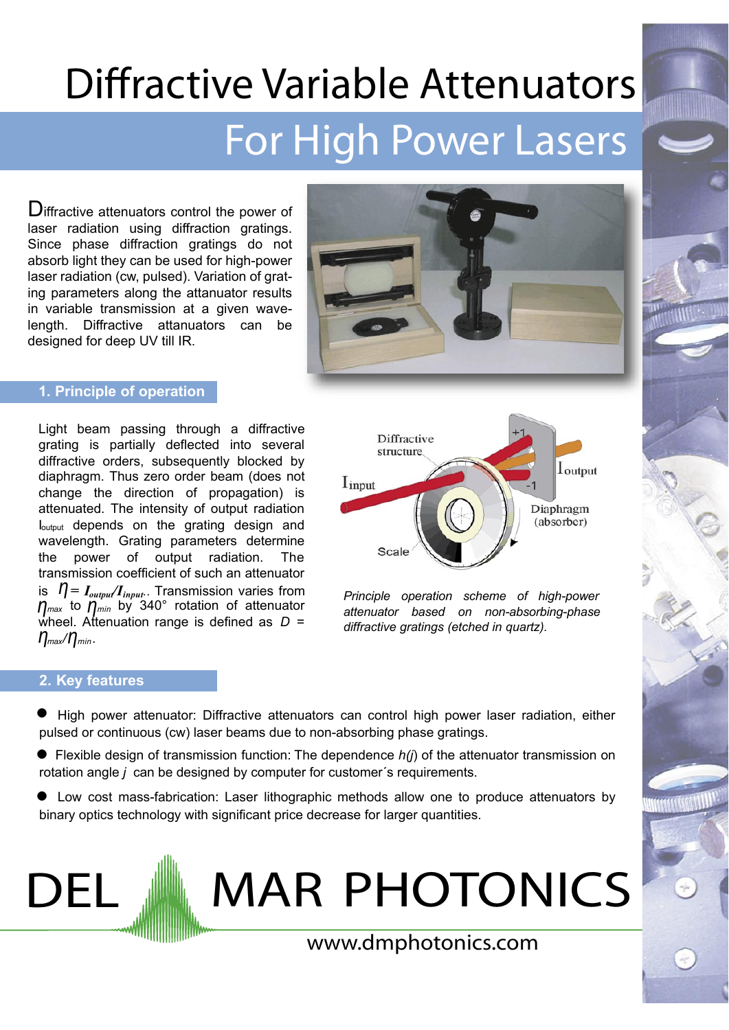# Diffractive Variable Attenuators

## For High Power Lasers

Diffractive attenuators control the power of laser radiation using diffraction gratings. Since phase diffraction gratings do not absorb light they can be used for high-power laser radiation (cw, pulsed). Variation of grating parameters along the attanuator results in variable transmission at a given wavelength. Diffractive attanuators can be designed for deep UV till IR.

## 1. Principle of operation

Light beam passing through a diffractive grating is partially deflected into several diffractive orders, subsequently blocked by diaphragm. Thus zero order beam (does not change the direction of propagation) is attenuated. The intensity of output radiation $I_{output}$ depends on the grating design and wavelength. Grating parameters determine the power of output radiation. The transmission coefficient of such an attenuator is $\eta = I_{output}/I_{input}$. Transmission varies from $\eta_{max}$ to $\eta_{min}$ by 340° rotation of attenuator wheel. Attenuation range is defined as $D = \eta_{max}/\eta_{min}$.

*Principle operation scheme of high-power attenuator based on non-absorbing-phase diffractive gratings (etched in quartz).*

## 2. Key features

- High power attenuator: Diffractive attenuators can control high power laser radiation, either pulsed or continuous (cw) laser beams due to non-absorbing phase gratings.
- Flexible design of transmission function: The dependence $h(j)$ of the attenuator transmission on rotation angle $j$ can be designed by computer for customer´s requirements.
- Low cost mass-fabrication: Laser lithographic methods allow one to produce attenuators by binary optics technology with significant price decrease for larger quantities.

DEL MAR PHOTONICS

www.dmphotonics.com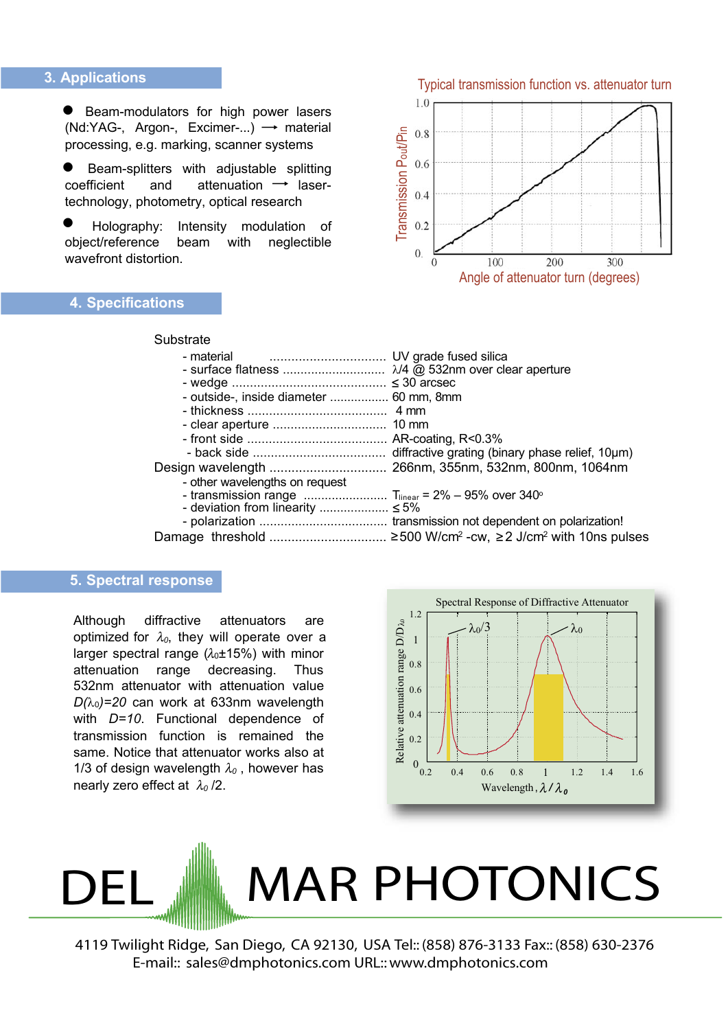## 3. Applications

- Beam-modulators for high power lasers (Nd:YAG-, Argon-, Excimer-...) ⟶ material processing, e.g. marking, scanner systems
- Beam-splitters with adjustable splitting coefficient and attenuation ⟶ laser-technology, photometry, optical research
- Holography: Intensity modulation of object/reference beam with neglectible wavefront distortion.

Typical transmission function vs. attenuator turn

## 4. Specifications

Substrate

| | |
|---|---|
| - material | UV grade fused silica |
| - surface flatness | λ/4 @ 532nm over clear aperture |
| - wedge | ≤ 30 arcsec |
| - outside-, inside diameter | 60 mm, 8mm |
| - thickness | 4 mm |
| - clear aperture | 10 mm |
| - front side | AR-coating, R<0.3% |
| - back side | diffractive grating (binary phase relief, 10µm) |
| Design wavelength | 266nm, 355nm, 532nm, 800nm, 1064nm |
| - other wavelengths on request | |
| - transmission range | $T_{linear}$ = 2% – 95% over 340° |
| - deviation from linearity | ≤ 5% |
| - polarization | transmission not dependent on polarization! |
| Damage threshold | ≥500 W/cm² -cw, ≥2 J/cm² with 10ns pulses |

## 5. Spectral response

Although diffractive attenuators are optimized for $\lambda_0$, they will operate over a larger spectral range ($\lambda_0$±15%) with minor attenuation range decreasing. Thus 532nm attenuator with attenuation value $D(\lambda_0)=20$ can work at 633nm wavelength with $D=10$. Functional dependence of transmission function is remained the same. Notice that attenuator works also at 1/3 of design wavelength $\lambda_0$ , however has nearly zero effect at $\lambda_0$ /2.

Spectral Response of Diffractive Attenuator

# DEL MAR PHOTONICS

4119 Twilight Ridge, San Diego, CA 92130, USA Tel:: (858) 876-3133 Fax:: (858) 630-2376
E-mail:: sales@dmphotonics.com URL:: www.dmphotonics.com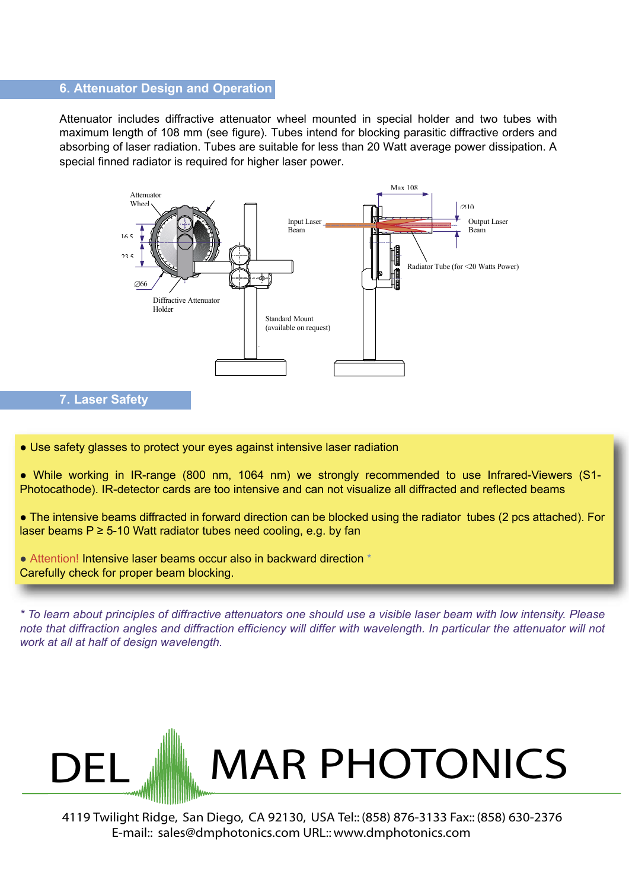## 6. Attenuator Design and Operation

Attenuator includes diffractive attenuator wheel mounted in special holder and two tubes with maximum length of 108 mm (see figure). Tubes intend for blocking parasitic diffractive orders and absorbing of laser radiation. Tubes are suitable for less than 20 Watt average power dissipation. A special finned radiator is required for higher laser power.

Attenuator Wheel

16.5

23.5

∅66

Diffractive Attenuator Holder

Standard Mount (available on request)

Max 108

∅10

Input Laser Beam

Output Laser Beam

Radiator Tube (for <20 Watts Power)

## 7. Laser Safety

- Use safety glasses to protect your eyes against intensive laser radiation
- While working in IR-range (800 nm, 1064 nm) we strongly recommended to use Infrared-Viewers (S1-Photocathode). IR-detector cards are too intensive and can not visualize all diffracted and reflected beams
- The intensive beams diffracted in forward direction can be blocked using the radiator tubes (2 pcs attached). For laser beams P ≥ 5-10 Watt radiator tubes need cooling, e.g. by fan
- Attention! Intensive laser beams occur also in backward direction *
Carefully check for proper beam blocking.

*\* To learn about principles of diffractive attenuators one should use a visible laser beam with low intensity. Please note that diffraction angles and diffraction efficiency will differ with wavelength. In particular the attenuator will not work at all at half of design wavelength.*

DEL MAR PHOTONICS

4119 Twilight Ridge, San Diego, CA 92130, USA Tel:: (858) 876-3133 Fax:: (858) 630-2376
E-mail:: sales@dmphotonics.com URL:: www.dmphotonics.com